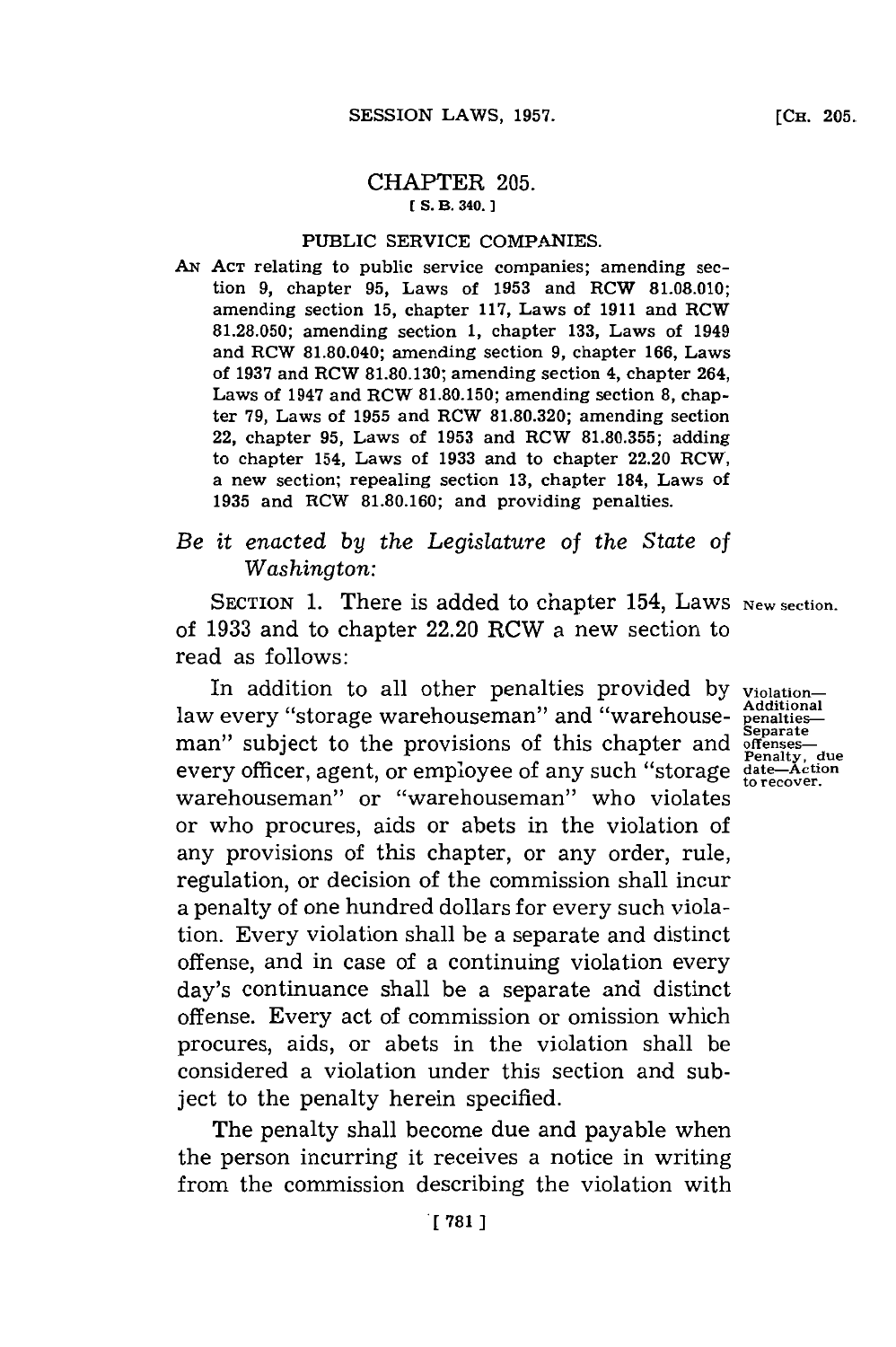# CHAPTER 205.

[ S. B. 340. ]

## PUBLIC SERVICE COMPANIES.

AN ACT relating to public service companies; amending section 9, chapter 95, Laws of 1953 and RCW 81.08.010; amending section 15, chapter 117, Laws of 1911 and RCW 81.28.050; amending section 1, chapter 133, Laws of 1949 and RCW 81.80.040; amending section 9, chapter 166, Laws of 1937 and RCW 81.80.130; amending section 4, chapter 264, Laws of 1947 and RCW 81.80.150; amending section 8, chapter 79, Laws of 1955 and RCW 81.80.320; amending section 22, chapter 95, Laws of 1953 and RCW 81.80.355; adding to chapter 154, Laws of 1933 and to chapter 22.20 RCW, a new section; repealing section 13, chapter 184, Laws of 1935 and RCW 81.80.160; and providing penalties.

*Be it enacted by the Legislature of the State of Washington:*

SECTION 1. There is added to chapter 154, Laws of 1933 and to chapter 22.20 RCW a new section to read as follows: New section.

In addition to all other penalties provided by law every "storage warehouseman" and "warehouseman" subject to the provisions of this chapter and every officer, agent, or employee of any such "storage warehouseman" or "warehouseman" who violates or who procures, aids or abets in the violation of any provisions of this chapter, or any order, rule, regulation, or decision of the commission shall incur a penalty of one hundred dollars for every such violation. Every violation shall be a separate and distinct offense, and in case of a continuing violation every day's continuance shall be a separate and distinct offense. Every act of commission or omission which procures, aids, or abets in the violation shall be considered a violation under this section and subject to the penalty herein specified.

Violation—Additional penalties—Separate offenses—Penalty, due date—Action to recover.

The penalty shall become due and payable when the person incurring it receives a notice in writing from the commission describing the violation with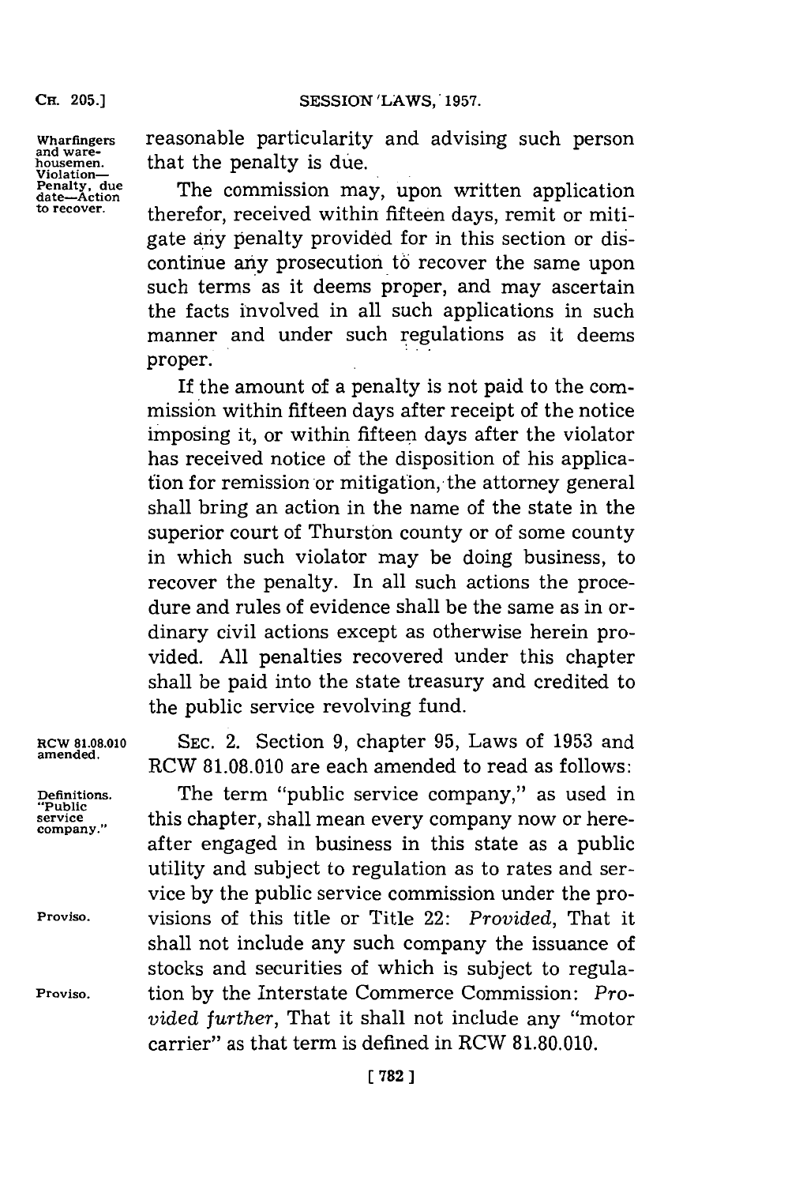reasonable particularity and advising such person that the penalty is due.

The commission may, upon written application therefor, received within fifteen days, remit or mitigate any penalty provided for in this section or discontinue any prosecution to recover the same upon such terms as it deems proper, and may ascertain the facts involved in all such applications in such manner and under such regulations as it deems proper.

If the amount of a penalty is not paid to the commission within fifteen days after receipt of the notice imposing it, or within fifteen days after the violator has received notice of the disposition of his application for remission or mitigation, the attorney general shall bring an action in the name of the state in the superior court of Thurston county or of some county in which such violator may be doing business, to recover the penalty. In all such actions the procedure and rules of evidence shall be the same as in ordinary civil actions except as otherwise herein provided. All penalties recovered under this chapter shall be paid into the state treasury and credited to the public service revolving fund.

SEC. 2. Section 9, chapter 95, Laws of 1953 and RCW 81.08.010 are each amended to read as follows:

The term "public service company," as used in this chapter, shall mean every company now or hereafter engaged in business in this state as a public utility and subject to regulation as to rates and service by the public service commission under the provisions of this title or Title 22: *Provided*, That it shall not include any such company the issuance of stocks and securities of which is subject to regulation by the Interstate Commerce Commission: *Provided further*, That it shall not include any "motor carrier" as that term is defined in RCW 81.80.010.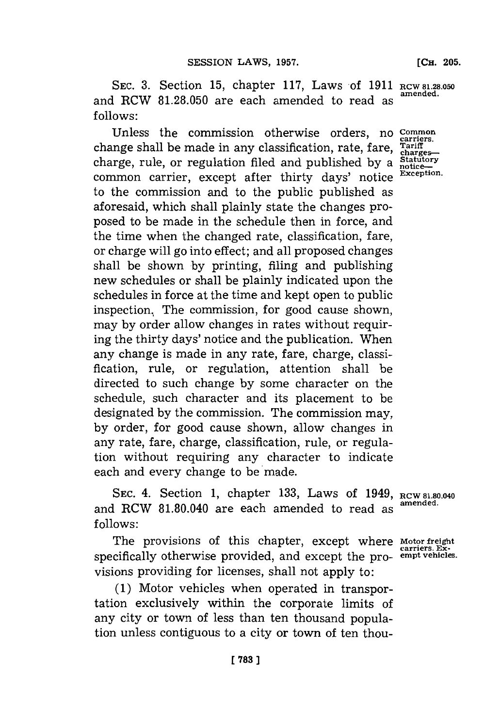SEC. 3. Section 15, chapter 117, Laws of 1911 and RCW 81.28.050 are each amended to read as follows:

RCW 81.28.050 amended.

Common carriers. Tariff charges—Statutory notice—Exception.

Unless the commission otherwise orders, no change shall be made in any classification, rate, fare, charge, rule, or regulation filed and published by a common carrier, except after thirty days' notice to the commission and to the public published as aforesaid, which shall plainly state the changes proposed to be made in the schedule then in force, and the time when the changed rate, classification, fare, or charge will go into effect; and all proposed changes shall be shown by printing, filing and publishing new schedules or shall be plainly indicated upon the schedules in force at the time and kept open to public inspection. The commission, for good cause shown, may by order allow changes in rates without requiring the thirty days' notice and the publication. When any change is made in any rate, fare, charge, classification, rule, or regulation, attention shall be directed to such change by some character on the schedule, such character and its placement to be designated by the commission. The commission may, by order, for good cause shown, allow changes in any rate, fare, charge, classification, rule, or regulation without requiring any character to indicate each and every change to be made.

SEC. 4. Section 1, chapter 133, Laws of 1949, and RCW 81.80.040 are each amended to read as follows:

RCW 81.80.040 amended.

Motor freight carriers. Exempt vehicles.

The provisions of this chapter, except where specifically otherwise provided, and except the provisions providing for licenses, shall not apply to:

(1) Motor vehicles when operated in transportation exclusively within the corporate limits of any city or town of less than ten thousand population unless contiguous to a city or town of ten thou-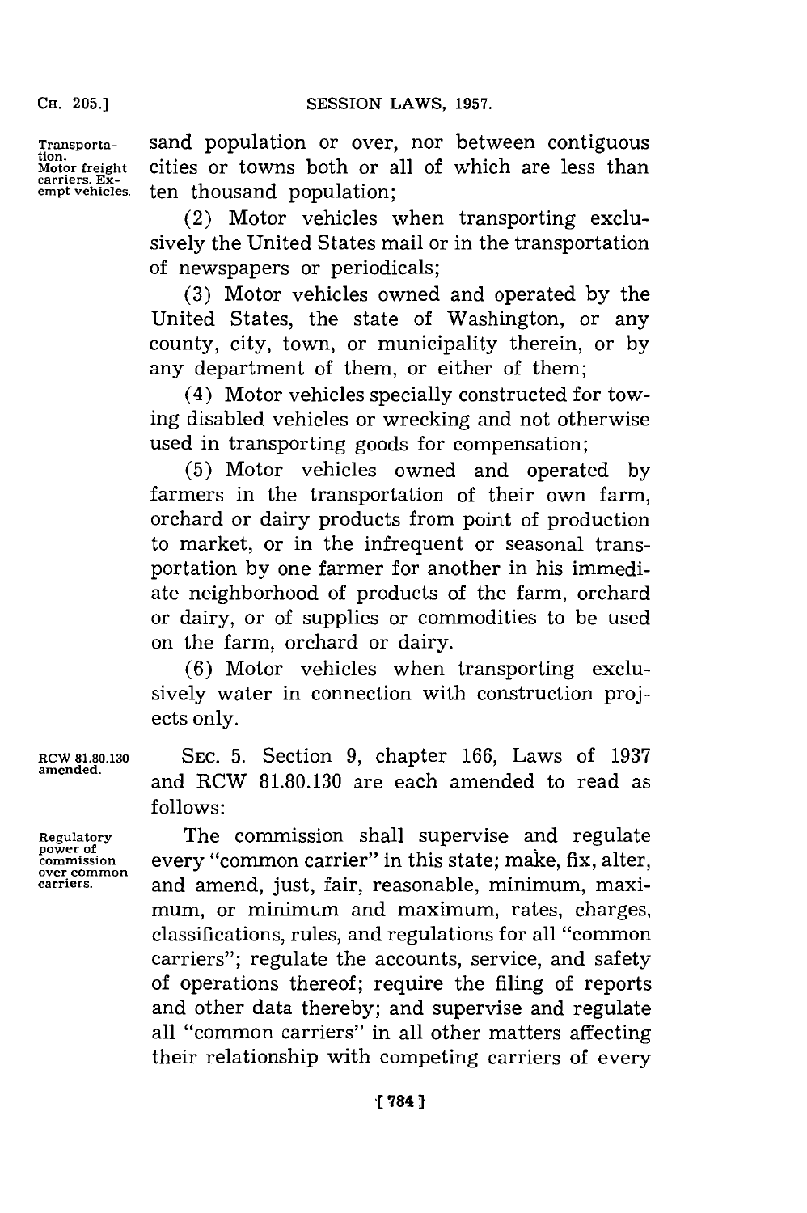sand population or over, nor between contiguous cities or towns both or all of which are less than ten thousand population;

(2) Motor vehicles when transporting exclusively the United States mail or in the transportation of newspapers or periodicals;

(3) Motor vehicles owned and operated by the United States, the state of Washington, or any county, city, town, or municipality therein, or by any department of them, or either of them;

(4) Motor vehicles specially constructed for towing disabled vehicles or wrecking and not otherwise used in transporting goods for compensation;

(5) Motor vehicles owned and operated by farmers in the transportation of their own farm, orchard or dairy products from point of production to market, or in the infrequent or seasonal transportation by one farmer for another in his immediate neighborhood of products of the farm, orchard or dairy, or of supplies or commodities to be used on the farm, orchard or dairy.

(6) Motor vehicles when transporting exclusively water in connection with construction projects only.

RCW 81.80.130 amended.

SEC. 5. Section 9, chapter 166, Laws of 1937 and RCW 81.80.130 are each amended to read as follows:

Regulatory power of commission over common carriers.

The commission shall supervise and regulate every "common carrier" in this state; make, fix, alter, and amend, just, fair, reasonable, minimum, maximum, or minimum and maximum, rates, charges, classifications, rules, and regulations for all "common carriers"; regulate the accounts, service, and safety of operations thereof; require the filing of reports and other data thereby; and supervise and regulate all "common carriers" in all other matters affecting their relationship with competing carriers of every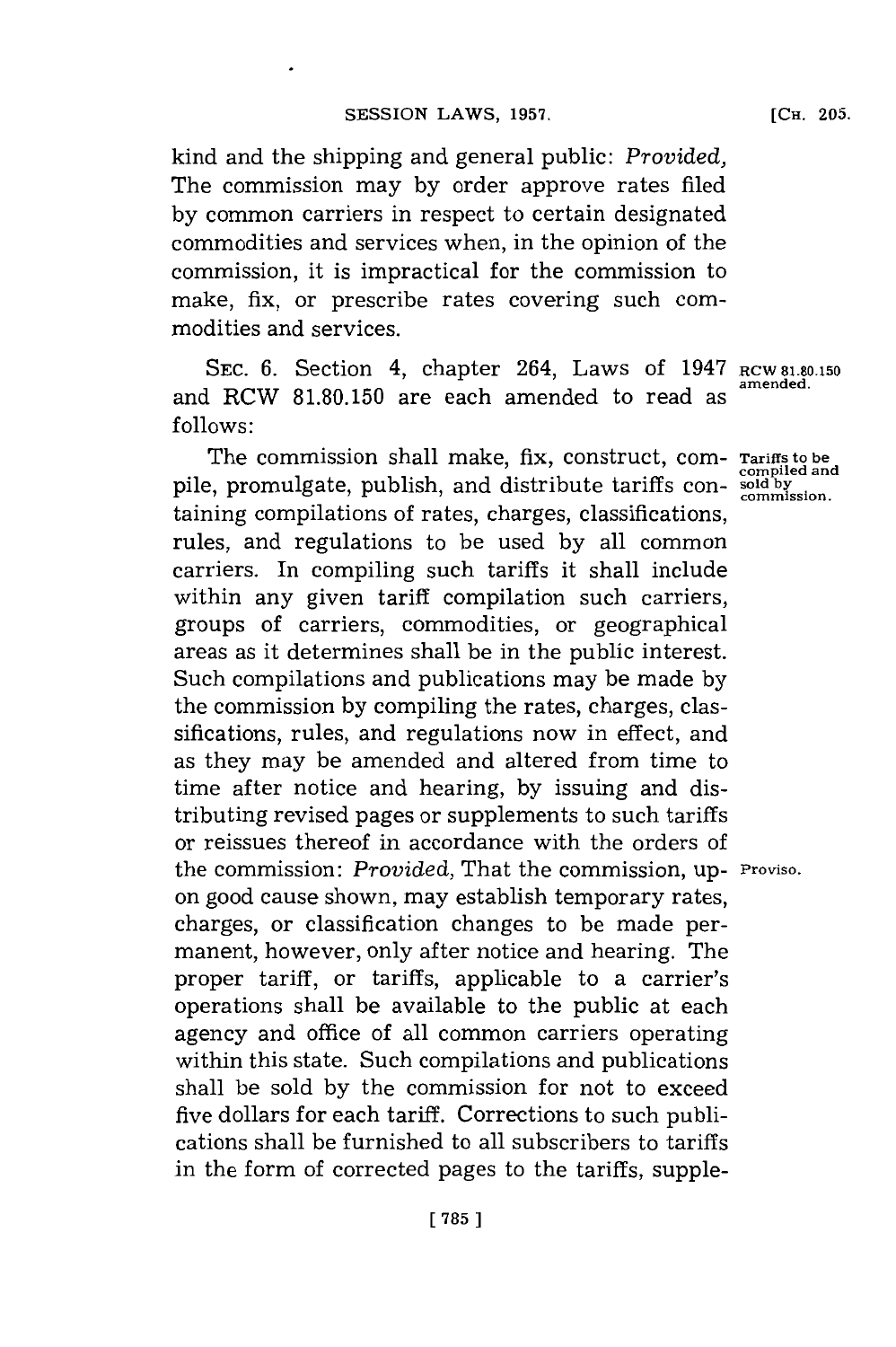kind and the shipping and general public: *Provided,* The commission may by order approve rates filed by common carriers in respect to certain designated commodities and services when, in the opinion of the commission, it is impractical for the commission to make, fix, or prescribe rates covering such commodities and services.

SEC. 6. Section 4, chapter 264, Laws of 1947 and RCW 81.80.150 are each amended to read as follows:

RCW 81.80.150 amended.

The commission shall make, fix, construct, compile, promulgate, publish, and distribute tariffs containing compilations of rates, charges, classifications, rules, and regulations to be used by all common carriers. In compiling such tariffs it shall include within any given tariff compilation such carriers, groups of carriers, commodities, or geographical areas as it determines shall be in the public interest. Such compilations and publications may be made by the commission by compiling the rates, charges, classifications, rules, and regulations now in effect, and as they may be amended and altered from time to time after notice and hearing, by issuing and distributing revised pages or supplements to such tariffs or reissues thereof in accordance with the orders of the commission: *Provided,* That the commission, upon good cause shown, may establish temporary rates, charges, or classification changes to be made permanent, however, only after notice and hearing. The proper tariff, or tariffs, applicable to a carrier's operations shall be available to the public at each agency and office of all common carriers operating within this state. Such compilations and publications shall be sold by the commission for not to exceed five dollars for each tariff. Corrections to such publications shall be furnished to all subscribers to tariffs in the form of corrected pages to the tariffs, supple-

Tariffs to be compiled and sold by commission.

Proviso.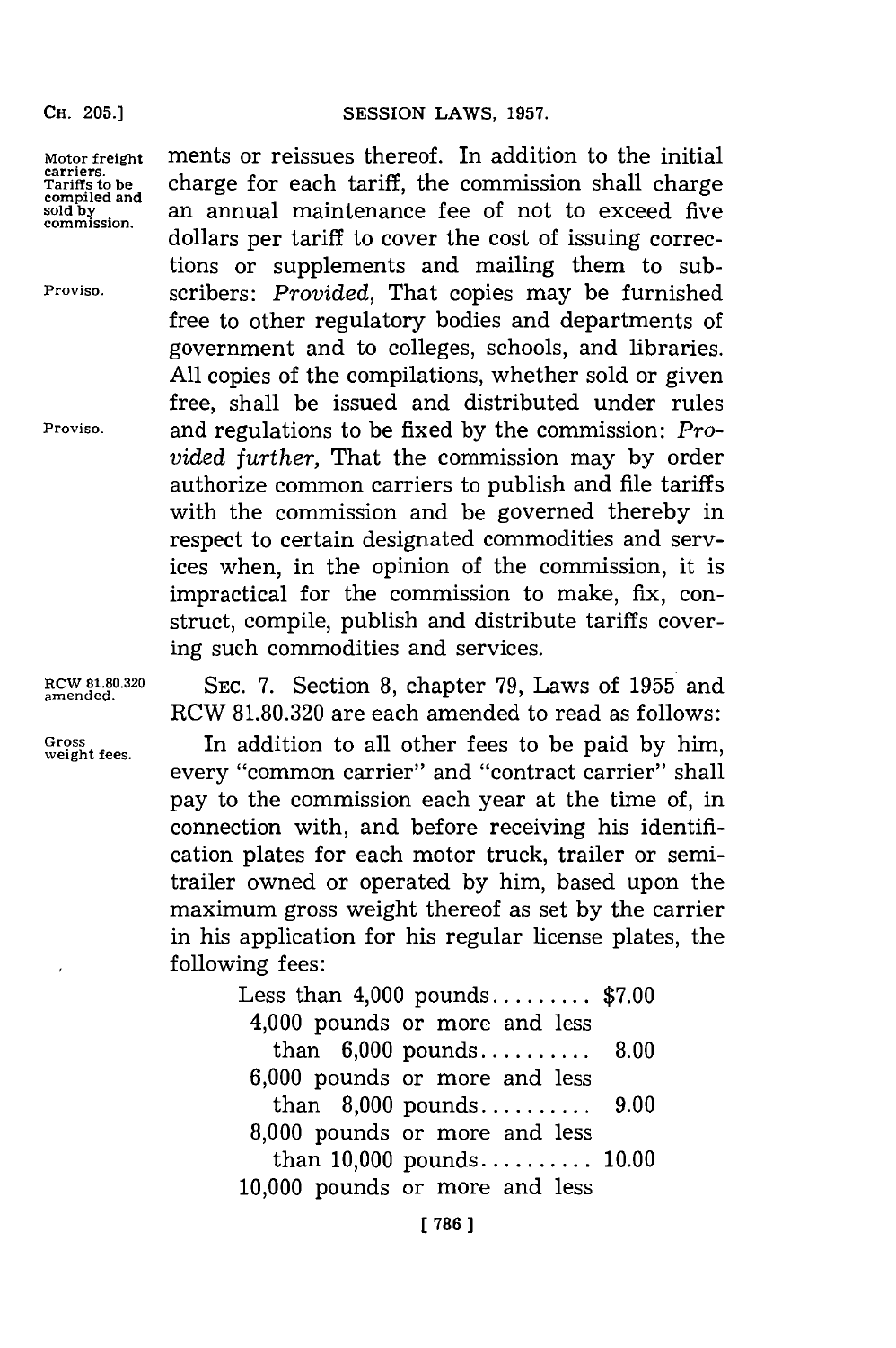ments or reissues thereof. In addition to the initial charge for each tariff, the commission shall charge an annual maintenance fee of not to exceed five dollars per tariff to cover the cost of issuing corrections or supplements and mailing them to subscribers: *Provided,* That copies may be furnished free to other regulatory bodies and departments of government and to colleges, schools, and libraries. All copies of the compilations, whether sold or given free, shall be issued and distributed under rules and regulations to be fixed by the commission: *Provided further,* That the commission may by order authorize common carriers to publish and file tariffs with the commission and be governed thereby in respect to certain designated commodities and services when, in the opinion of the commission, it is impractical for the commission to make, fix, construct, compile, publish and distribute tariffs covering such commodities and services.

SEC. 7. Section 8, chapter 79, Laws of 1955 and RCW 81.80.320 are each amended to read as follows:

In addition to all other fees to be paid by him, every "common carrier" and "contract carrier" shall pay to the commission each year at the time of, in connection with, and before receiving his identification plates for each motor truck, trailer or semitrailer owned or operated by him, based upon the maximum gross weight thereof as set by the carrier in his application for his regular license plates, the following fees:

| | |
|---|---|
| Less than 4,000 pounds | $7.00 |
| 4,000 pounds or more and less than 6,000 pounds | 8.00 |
| 6,000 pounds or more and less than 8,000 pounds | 9.00 |
| 8,000 pounds or more and less than 10,000 pounds | 10.00 |
| 10,000 pounds or more and less | |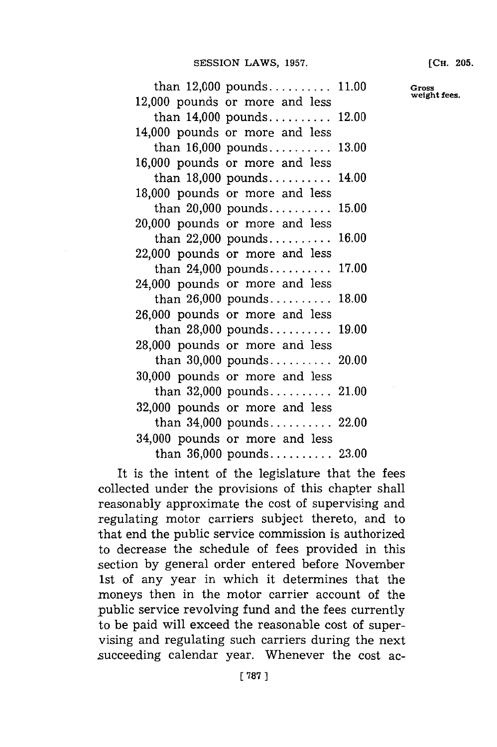than 12,000 pounds.......... 11.00

Gross weight fees.

| | |
|---|---|
| 12,000 pounds or more and less than 14,000 pounds.......... | 12.00 |
| 14,000 pounds or more and less than 16,000 pounds.......... | 13.00 |
| 16,000 pounds or more and less than 18,000 pounds.......... | 14.00 |
| 18,000 pounds or more and less than 20,000 pounds.......... | 15.00 |
| 20,000 pounds or more and less than 22,000 pounds.......... | 16.00 |
| 22,000 pounds or more and less than 24,000 pounds.......... | 17.00 |
| 24,000 pounds or more and less than 26,000 pounds.......... | 18.00 |
| 26,000 pounds or more and less than 28,000 pounds.......... | 19.00 |
| 28,000 pounds or more and less than 30,000 pounds.......... | 20.00 |
| 30,000 pounds or more and less than 32,000 pounds.......... | 21.00 |
| 32,000 pounds or more and less than 34,000 pounds.......... | 22.00 |
| 34,000 pounds or more and less than 36,000 pounds.......... | 23.00 |

It is the intent of the legislature that the fees collected under the provisions of this chapter shall reasonably approximate the cost of supervising and regulating motor carriers subject thereto, and to that end the public service commission is authorized to decrease the schedule of fees provided in this section by general order entered before November 1st of any year in which it determines that the moneys then in the motor carrier account of the public service revolving fund and the fees currently to be paid will exceed the reasonable cost of supervising and regulating such carriers during the next succeeding calendar year. Whenever the cost ac-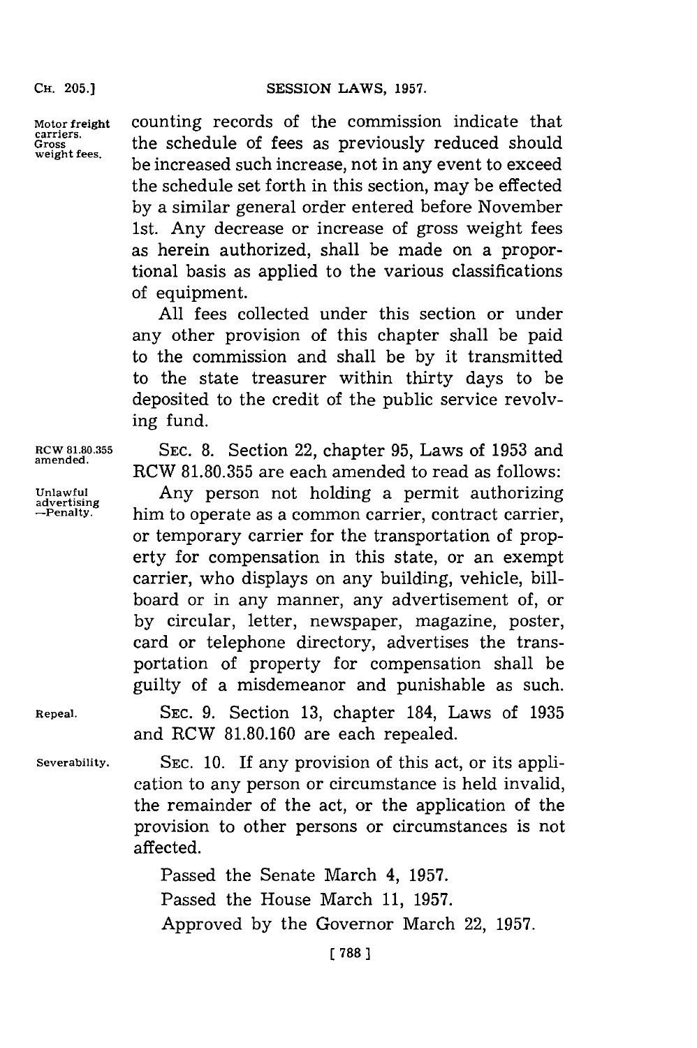Motor freight carriers. Gross weight fees.

counting records of the commission indicate that the schedule of fees as previously reduced should be increased such increase, not in any event to exceed the schedule set forth in this section, may be effected by a similar general order entered before November 1st. Any decrease or increase of gross weight fees as herein authorized, shall be made on a proportional basis as applied to the various classifications of equipment.

All fees collected under this section or under any other provision of this chapter shall be paid to the commission and shall be by it transmitted to the state treasurer within thirty days to be deposited to the credit of the public service revolving fund.

RCW 81.80.355 amended.

SEC. 8. Section 22, chapter 95, Laws of 1953 and RCW 81.80.355 are each amended to read as follows:

Unlawful advertising —Penalty.

Any person not holding a permit authorizing him to operate as a common carrier, contract carrier, or temporary carrier for the transportation of property for compensation in this state, or an exempt carrier, who displays on any building, vehicle, billboard or in any manner, any advertisement of, or by circular, letter, newspaper, magazine, poster, card or telephone directory, advertises the transportation of property for compensation shall be guilty of a misdemeanor and punishable as such.

Repeal.

SEC. 9. Section 13, chapter 184, Laws of 1935 and RCW 81.80.160 are each repealed.

Severability.

SEC. 10. If any provision of this act, or its application to any person or circumstance is held invalid, the remainder of the act, or the application of the provision to other persons or circumstances is not affected.

Passed the Senate March 4, 1957.

Passed the House March 11, 1957.

Approved by the Governor March 22, 1957.